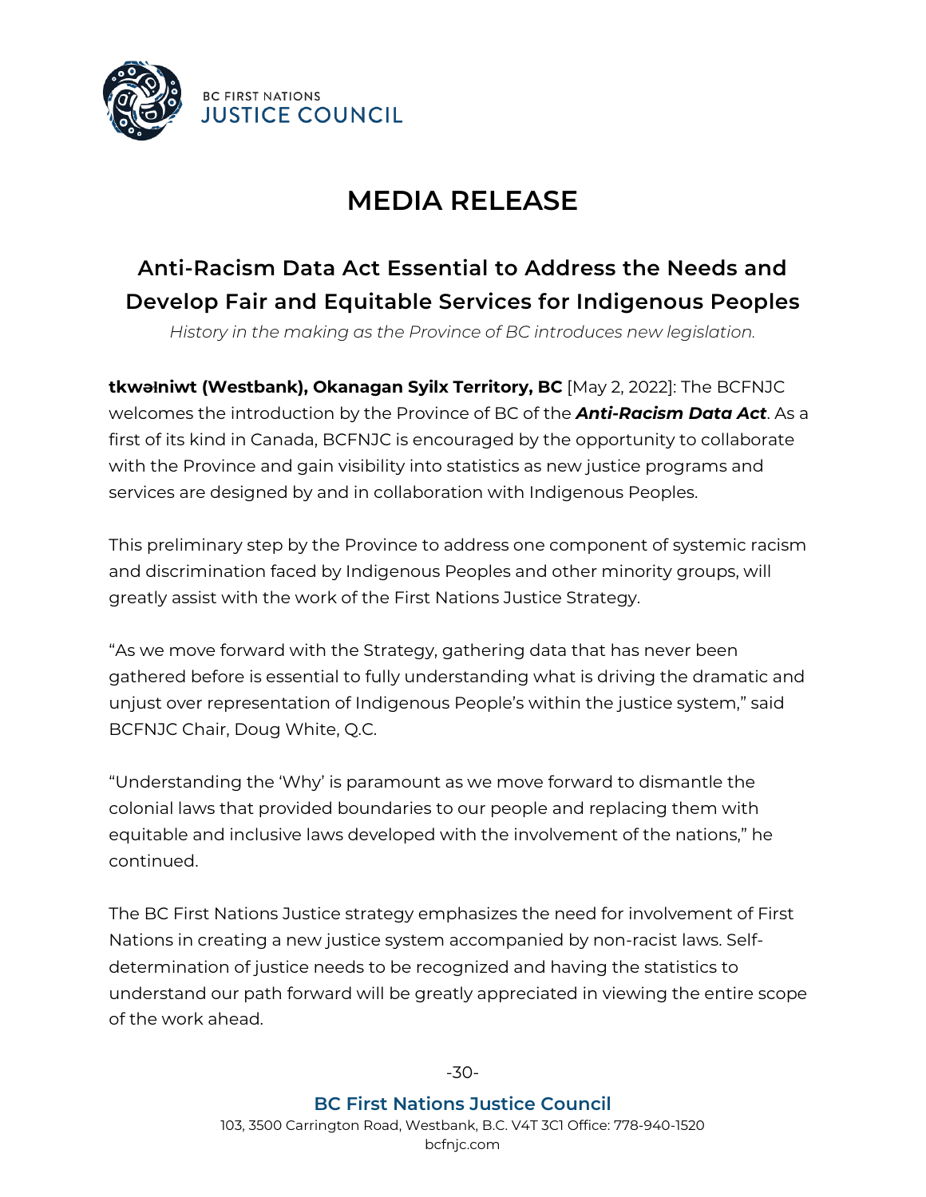BC FIRST NATIONS
JUSTICE COUNCIL

# MEDIA RELEASE

## Anti-Racism Data Act Essential to Address the Needs and Develop Fair and Equitable Services for Indigenous Peoples

*History in the making as the Province of BC introduces new legislation.*

**tkwəɬniwt (Westbank), Okanagan Syilx Territory, BC** [May 2, 2022]: The BCFNJC welcomes the introduction by the Province of BC of the ***Anti-Racism Data Act***. As a first of its kind in Canada, BCFNJC is encouraged by the opportunity to collaborate with the Province and gain visibility into statistics as new justice programs and services are designed by and in collaboration with Indigenous Peoples.

This preliminary step by the Province to address one component of systemic racism and discrimination faced by Indigenous Peoples and other minority groups, will greatly assist with the work of the First Nations Justice Strategy.

"As we move forward with the Strategy, gathering data that has never been gathered before is essential to fully understanding what is driving the dramatic and unjust over representation of Indigenous People's within the justice system," said BCFNJC Chair, Doug White, Q.C.

"Understanding the 'Why' is paramount as we move forward to dismantle the colonial laws that provided boundaries to our people and replacing them with equitable and inclusive laws developed with the involvement of the nations," he continued.

The BC First Nations Justice strategy emphasizes the need for involvement of First Nations in creating a new justice system accompanied by non-racist laws. Self-determination of justice needs to be recognized and having the statistics to understand our path forward will be greatly appreciated in viewing the entire scope of the work ahead.

-30-

**BC First Nations Justice Council**
103, 3500 Carrington Road, Westbank, B.C. V4T 3C1 Office: 778-940-1520
bcfnjc.com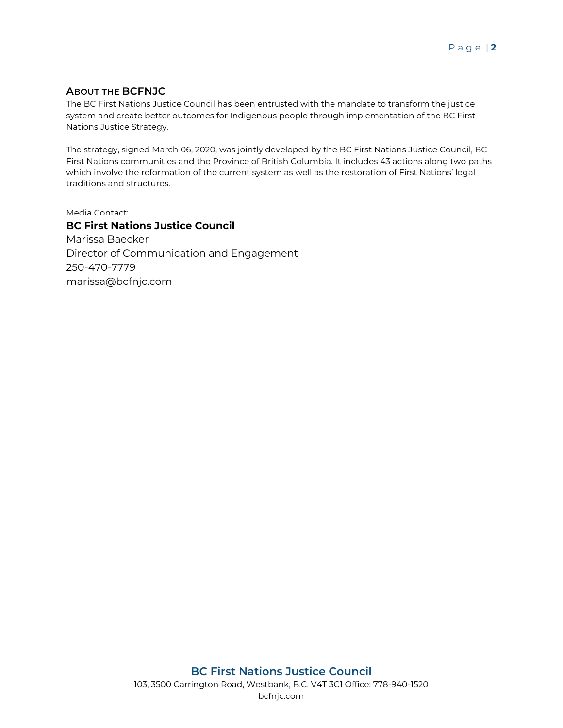## About the BCFNJC

The BC First Nations Justice Council has been entrusted with the mandate to transform the justice system and create better outcomes for Indigenous people through implementation of the BC First Nations Justice Strategy.

The strategy, signed March 06, 2020, was jointly developed by the BC First Nations Justice Council, BC First Nations communities and the Province of British Columbia. It includes 43 actions along two paths which involve the reformation of the current system as well as the restoration of First Nations' legal traditions and structures.

Media Contact:

**BC First Nations Justice Council**
Marissa Baecker
Director of Communication and Engagement
250-470-7779
marissa@bcfnjc.com

**BC First Nations Justice Council**
103, 3500 Carrington Road, Westbank, B.C. V4T 3C1 Office: 778-940-1520
bcfnjc.com